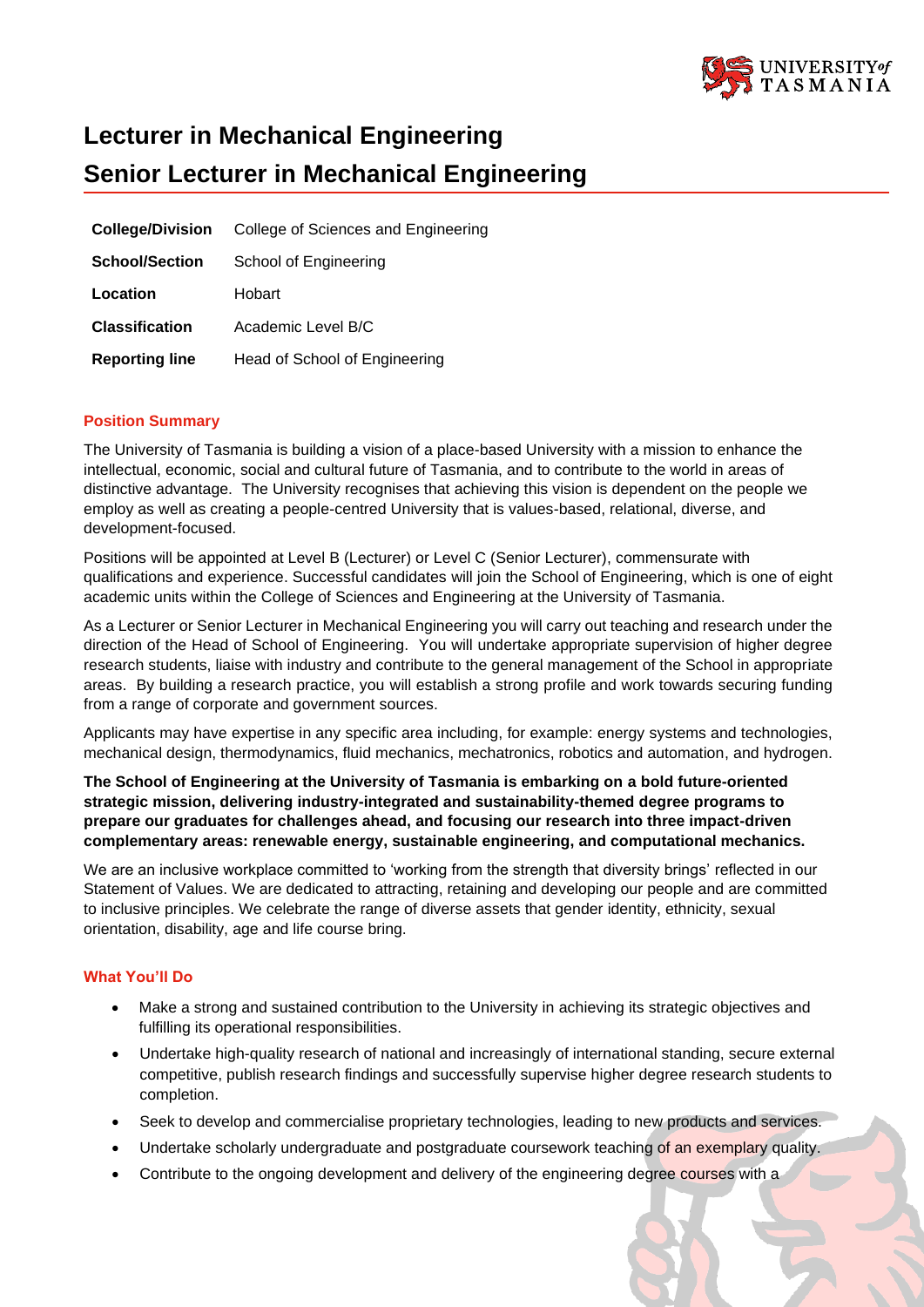# Lecturer in Mechanical Engineering

# Senior Lecturer in Mechanical Engineering

| | |
|---|---|
| **College/Division** | College of Sciences and Engineering |
| **School/Section** | School of Engineering |
| **Location** | Hobart |
| **Classification** | Academic Level B/C |
| **Reporting line** | Head of School of Engineering |

## Position Summary

The University of Tasmania is building a vision of a place-based University with a mission to enhance the intellectual, economic, social and cultural future of Tasmania, and to contribute to the world in areas of distinctive advantage. The University recognises that achieving this vision is dependent on the people we employ as well as creating a people-centred University that is values-based, relational, diverse, and development-focused.

Positions will be appointed at Level B (Lecturer) or Level C (Senior Lecturer), commensurate with qualifications and experience. Successful candidates will join the School of Engineering, which is one of eight academic units within the College of Sciences and Engineering at the University of Tasmania.

As a Lecturer or Senior Lecturer in Mechanical Engineering you will carry out teaching and research under the direction of the Head of School of Engineering. You will undertake appropriate supervision of higher degree research students, liaise with industry and contribute to the general management of the School in appropriate areas. By building a research practice, you will establish a strong profile and work towards securing funding from a range of corporate and government sources.

Applicants may have expertise in any specific area including, for example: energy systems and technologies, mechanical design, thermodynamics, fluid mechanics, mechatronics, robotics and automation, and hydrogen.

**The School of Engineering at the University of Tasmania is embarking on a bold future-oriented strategic mission, delivering industry-integrated and sustainability-themed degree programs to prepare our graduates for challenges ahead, and focusing our research into three impact-driven complementary areas: renewable energy, sustainable engineering, and computational mechanics.**

We are an inclusive workplace committed to 'working from the strength that diversity brings' reflected in our Statement of Values. We are dedicated to attracting, retaining and developing our people and are committed to inclusive principles. We celebrate the range of diverse assets that gender identity, ethnicity, sexual orientation, disability, age and life course bring.

## What You'll Do

- Make a strong and sustained contribution to the University in achieving its strategic objectives and fulfilling its operational responsibilities.
- Undertake high-quality research of national and increasingly of international standing, secure external competitive, publish research findings and successfully supervise higher degree research students to completion.
- Seek to develop and commercialise proprietary technologies, leading to new products and services.
- Undertake scholarly undergraduate and postgraduate coursework teaching of an exemplary quality.
- Contribute to the ongoing development and delivery of the engineering degree courses with a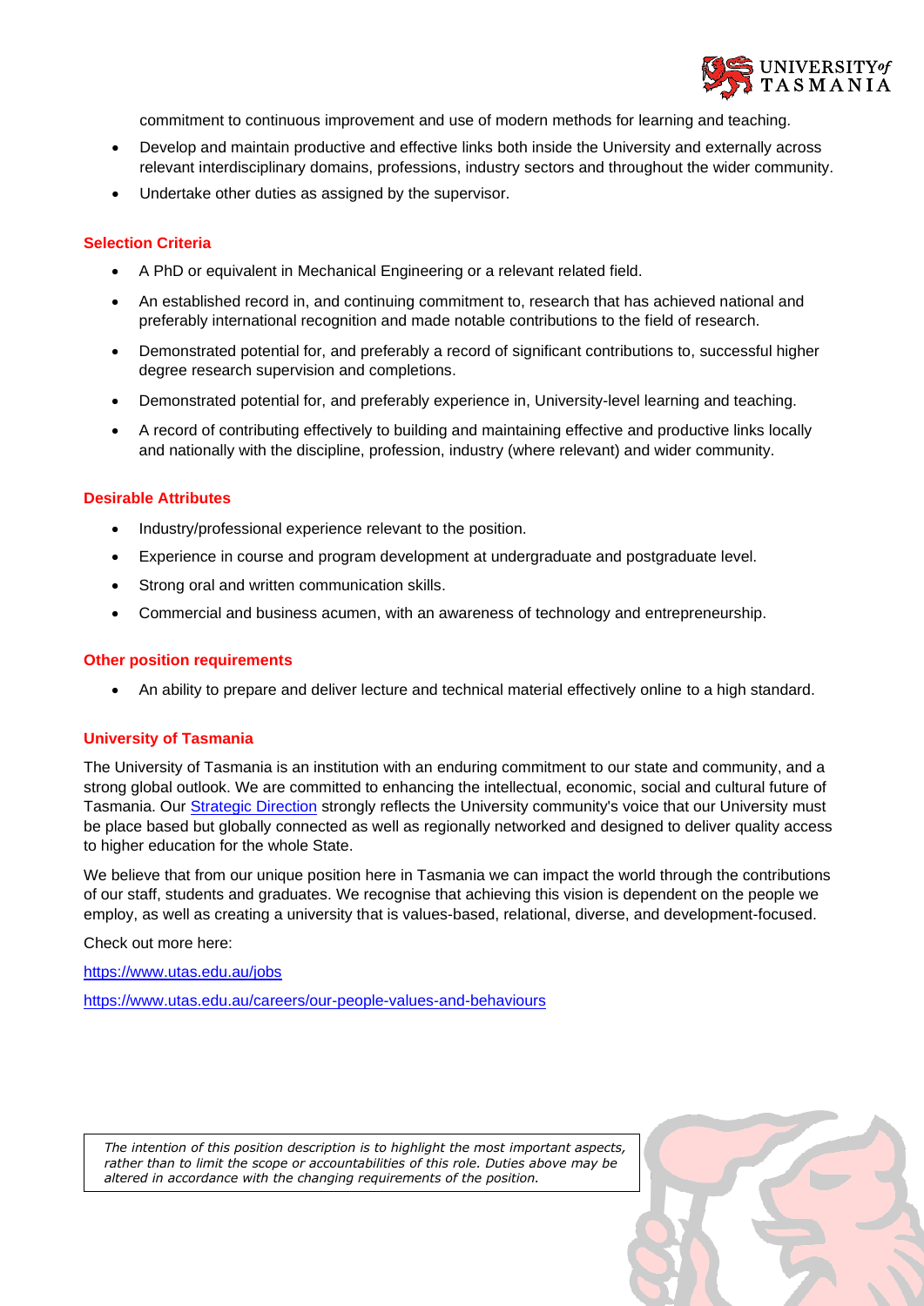commitment to continuous improvement and use of modern methods for learning and teaching.

- Develop and maintain productive and effective links both inside the University and externally across relevant interdisciplinary domains, professions, industry sectors and throughout the wider community.
- Undertake other duties as assigned by the supervisor.

## Selection Criteria

- A PhD or equivalent in Mechanical Engineering or a relevant related field.
- An established record in, and continuing commitment to, research that has achieved national and preferably international recognition and made notable contributions to the field of research.
- Demonstrated potential for, and preferably a record of significant contributions to, successful higher degree research supervision and completions.
- Demonstrated potential for, and preferably experience in, University-level learning and teaching.
- A record of contributing effectively to building and maintaining effective and productive links locally and nationally with the discipline, profession, industry (where relevant) and wider community.

## Desirable Attributes

- Industry/professional experience relevant to the position.
- Experience in course and program development at undergraduate and postgraduate level.
- Strong oral and written communication skills.
- Commercial and business acumen, with an awareness of technology and entrepreneurship.

## Other position requirements

- An ability to prepare and deliver lecture and technical material effectively online to a high standard.

## University of Tasmania

The University of Tasmania is an institution with an enduring commitment to our state and community, and a strong global outlook. We are committed to enhancing the intellectual, economic, social and cultural future of Tasmania. Our Strategic Direction strongly reflects the University community's voice that our University must be place based but globally connected as well as regionally networked and designed to deliver quality access to higher education for the whole State.

We believe that from our unique position here in Tasmania we can impact the world through the contributions of our staff, students and graduates. We recognise that achieving this vision is dependent on the people we employ, as well as creating a university that is values-based, relational, diverse, and development-focused.

Check out more here:

https://www.utas.edu.au/jobs

https://www.utas.edu.au/careers/our-people-values-and-behaviours

*The intention of this position description is to highlight the most important aspects, rather than to limit the scope or accountabilities of this role. Duties above may be altered in accordance with the changing requirements of the position.*